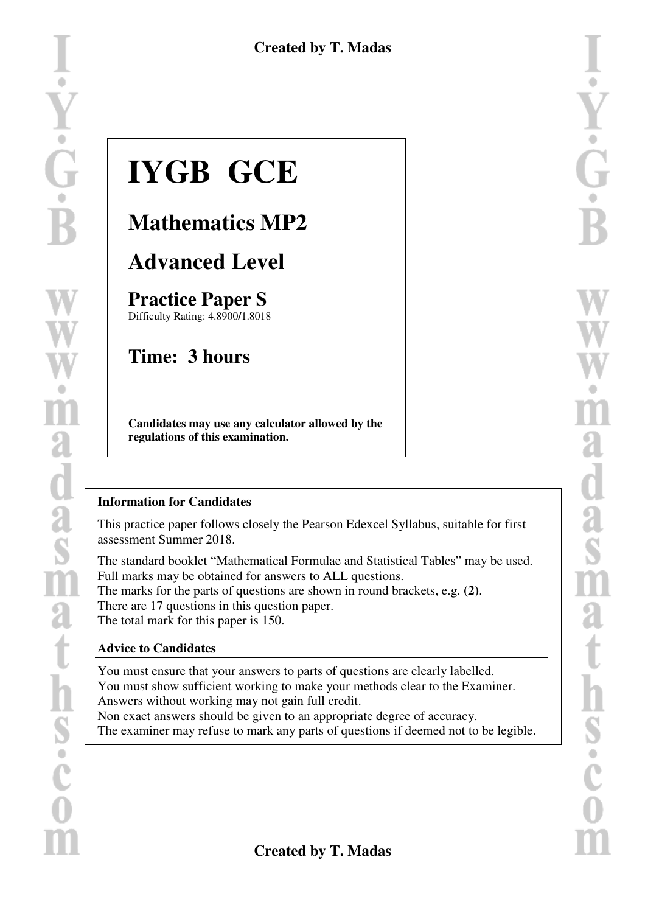# IYGB GCE

## Mathematics MP2

## Advanced Level

### Practice Paper S

Difficulty Rating: 4.8900/1.8018

## Time: 3 hours

**Candidates may use any calculator allowed by the regulations of this examination.**

**Information for Candidates**

This practice paper follows closely the Pearson Edexcel Syllabus, suitable for first assessment Summer 2018.

The standard booklet "Mathematical Formulae and Statistical Tables" may be used.
Full marks may be obtained for answers to ALL questions.
The marks for the parts of questions are shown in round brackets, e.g. **(2)**.
There are 17 questions in this question paper.
The total mark for this paper is 150.

**Advice to Candidates**

You must ensure that your answers to parts of questions are clearly labelled.
You must show sufficient working to make your methods clear to the Examiner.
Answers without working may not gain full credit.
Non exact answers should be given to an appropriate degree of accuracy.
The examiner may refuse to mark any parts of questions if deemed not to be legible.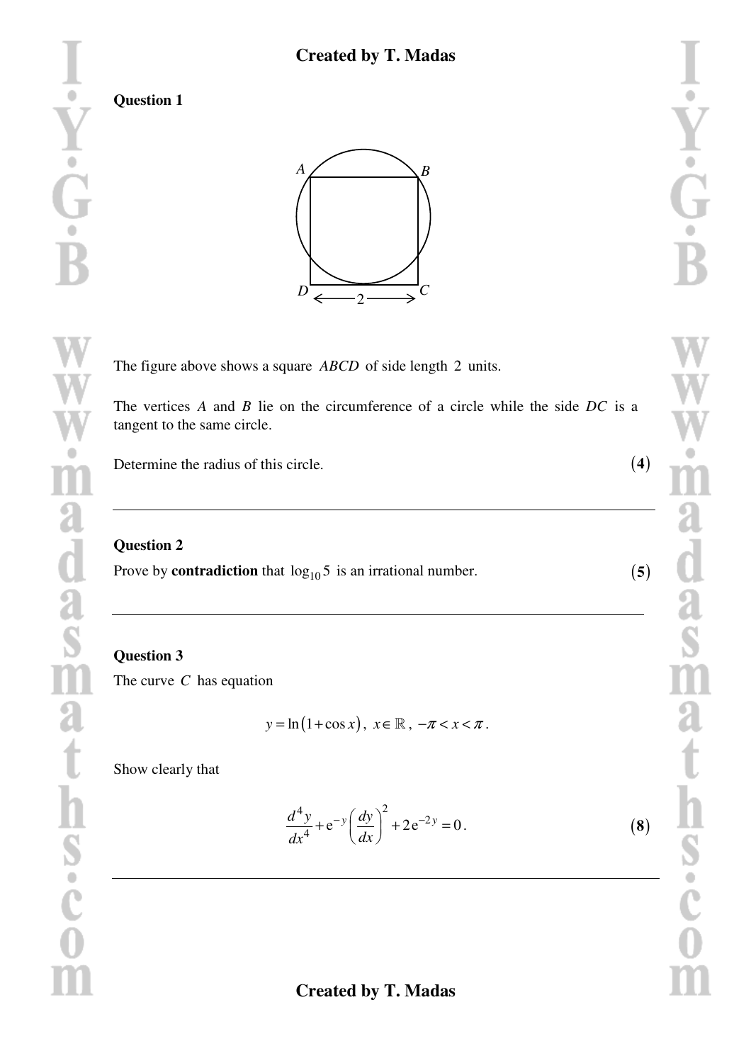## Question 1

The figure above shows a square $ABCD$ of side length $2$ units.

The vertices $A$ and $B$ lie on the circumference of a circle while the side $DC$ is a tangent to the same circle.

Determine the radius of this circle. $(4)$

---

## Question 2

Prove by **contradiction** that $\log_{10} 5$ is an irrational number. $(5)$

---

## Question 3

The curve $C$ has equation

$$y = \ln(1 + \cos x), \; x \in \mathbb{R}, \; -\pi < x < \pi .$$

Show clearly that

$$\frac{d^4 y}{dx^4} + e^{-y}\left(\frac{dy}{dx}\right)^2 + 2e^{-2y} = 0 . \qquad (8)$$

---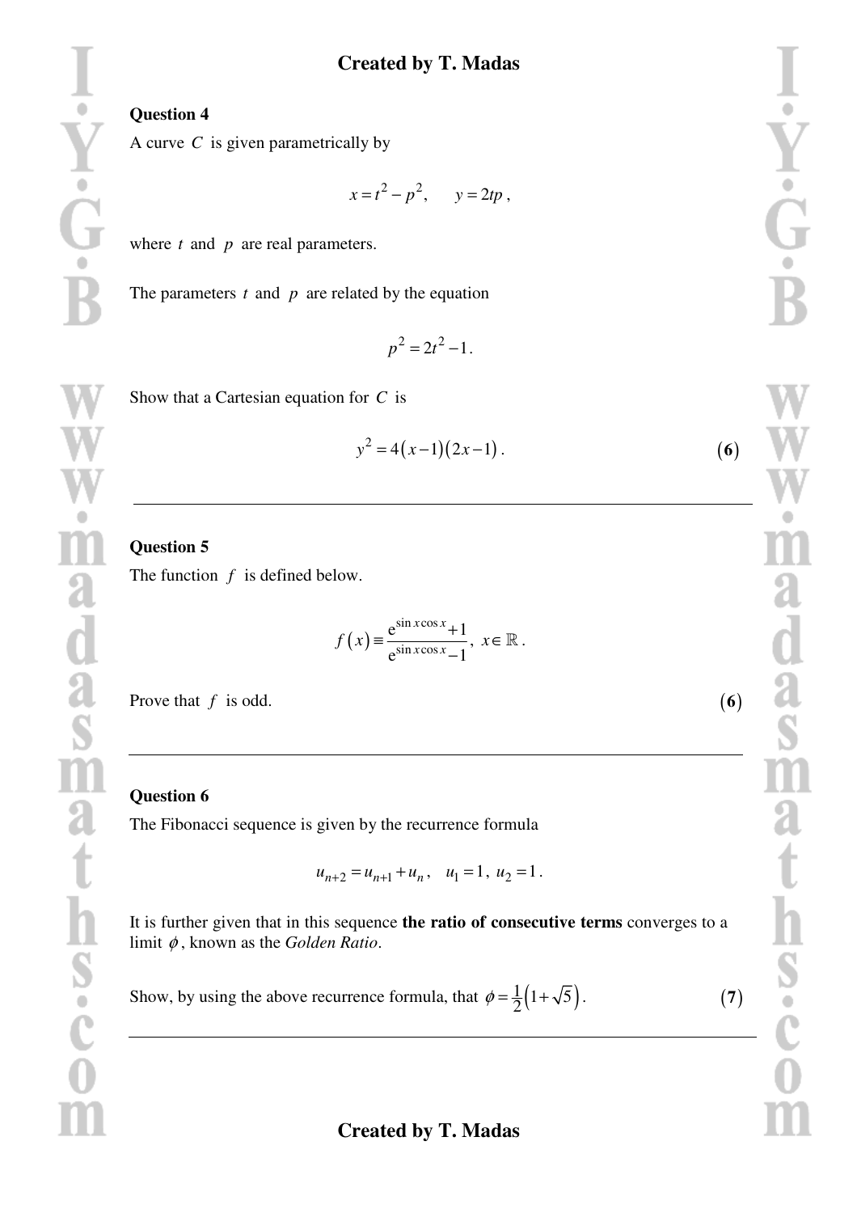## Question 4

A curve $C$ is given parametrically by

$$x = t^2 - p^2, \quad y = 2tp,$$

where $t$ and $p$ are real parameters.

The parameters $t$ and $p$ are related by the equation

$$p^2 = 2t^2 - 1.$$

Show that a Cartesian equation for $C$ is

$$y^2 = 4(x-1)(2x-1). \qquad \mathbf{(6)}$$

---

## Question 5

The function $f$ is defined below.

$$f(x) \equiv \frac{e^{\sin x \cos x} + 1}{e^{\sin x \cos x} - 1}, \ x \in \mathbb{R}.$$

Prove that $f$ is odd. $\mathbf{(6)}$

---

## Question 6

The Fibonacci sequence is given by the recurrence formula

$$u_{n+2} = u_{n+1} + u_n, \quad u_1 = 1, \ u_2 = 1.$$

It is further given that in this sequence **the ratio of consecutive terms** converges to a limit $\phi$, known as the *Golden Ratio*.

Show, by using the above recurrence formula, that $\phi = \frac{1}{2}\left(1 + \sqrt{5}\right)$. $\mathbf{(7)}$

---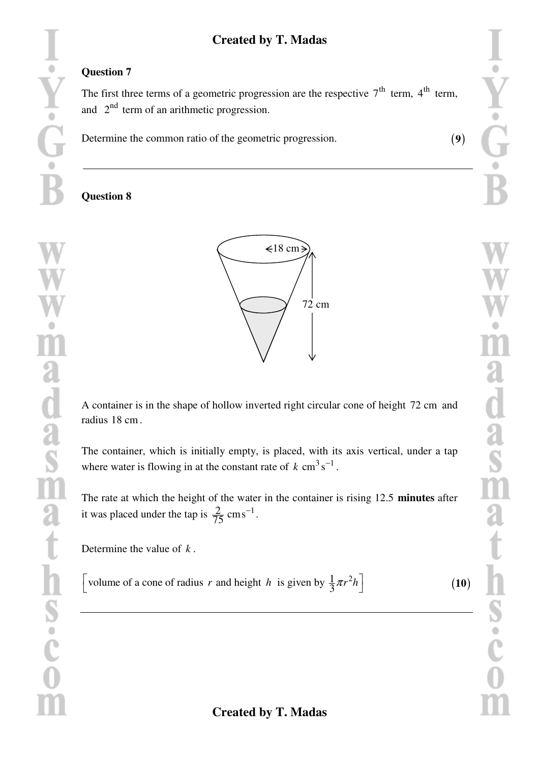## Question 7

The first three terms of a geometric progression are the respective $7^{\text{th}}$ term, $4^{\text{th}}$ term, and $2^{\text{nd}}$ term of an arithmetic progression.

Determine the common ratio of the geometric progression. $(\mathbf{9})$

---

## Question 8

A container is in the shape of hollow inverted right circular cone of height $72 \text{ cm}$ and radius $18 \text{ cm}$.

The container, which is initially empty, is placed, with its axis vertical, under a tap where water is flowing in at the constant rate of $k \text{ cm}^3 \text{s}^{-1}$.

The rate at which the height of the water in the container is rising 12.5 **minutes** after it was placed under the tap is $\frac{2}{75} \text{ cm s}^{-1}$.

Determine the value of $k$.

$\left[\text{volume of a cone of radius } r \text{ and height } h \text{ is given by } \frac{1}{3}\pi r^2 h\right]$ $(\mathbf{10})$

---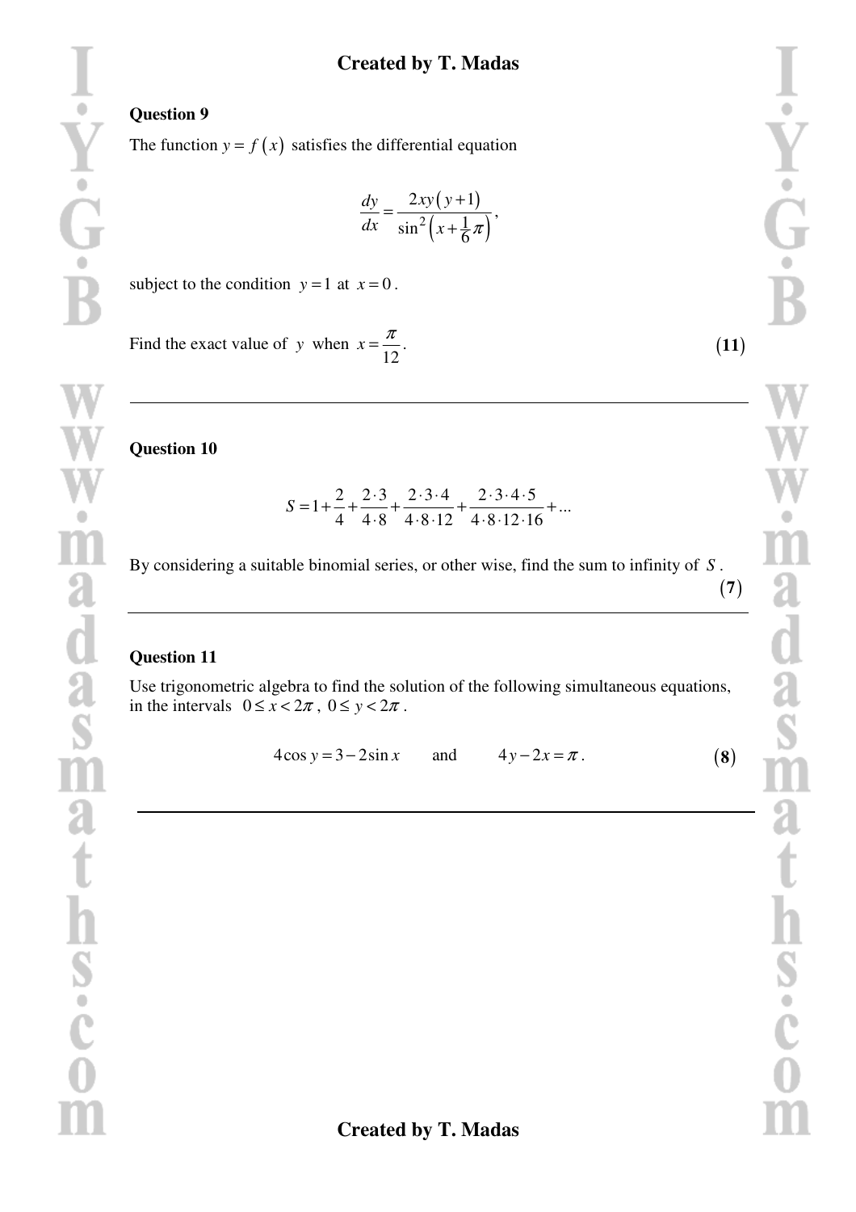## Question 9

The function $y = f(x)$ satisfies the differential equation

$$\frac{dy}{dx} = \frac{2xy(y+1)}{\sin^2\left(x+\frac{1}{6}\pi\right)},$$

subject to the condition $y=1$ at $x=0$.

Find the exact value of $y$ when $x = \frac{\pi}{12}$. $(11)$

---

## Question 10

$$S = 1 + \frac{2}{4} + \frac{2 \cdot 3}{4 \cdot 8} + \frac{2 \cdot 3 \cdot 4}{4 \cdot 8 \cdot 12} + \frac{2 \cdot 3 \cdot 4 \cdot 5}{4 \cdot 8 \cdot 12 \cdot 16} + \ldots$$

By considering a suitable binomial series, or other wise, find the sum to infinity of $S$. $(7)$

---

## Question 11

Use trigonometric algebra to find the solution of the following simultaneous equations, in the intervals $0 \le x < 2\pi$, $0 \le y < 2\pi$.

$$4\cos y = 3 - 2\sin x \qquad \text{and} \qquad 4y - 2x = \pi.$$ $(8)$

---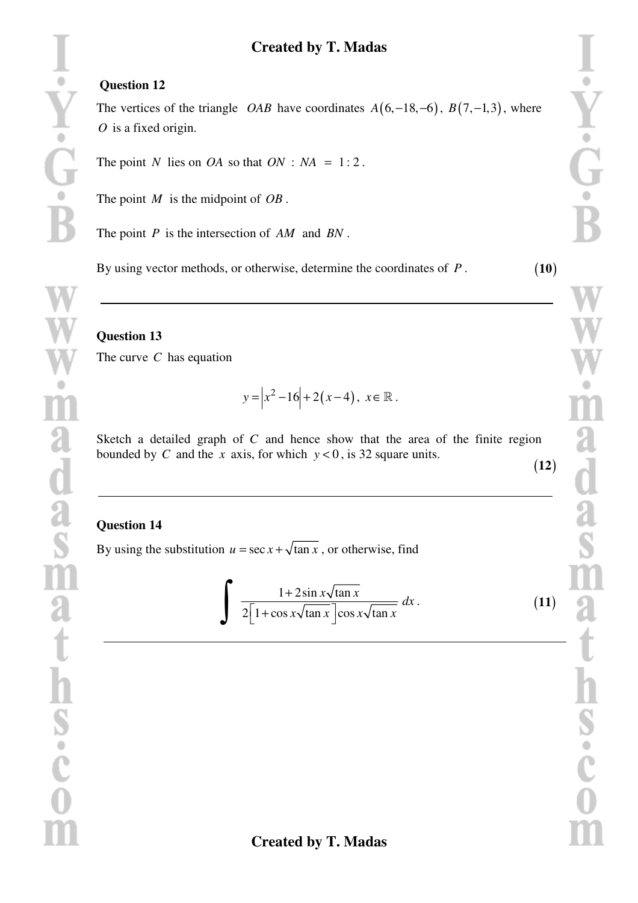## Question 12

The vertices of the triangle $OAB$ have coordinates $A(6,-18,-6)$, $B(7,-1,3)$, where $O$ is a fixed origin.

The point $N$ lies on $OA$ so that $ON : NA = 1:2$.

The point $M$ is the midpoint of $OB$.

The point $P$ is the intersection of $AM$ and $BN$.

By using vector methods, or otherwise, determine the coordinates of $P$. **(10)**

---

## Question 13

The curve $C$ has equation

$$y = \left|x^2 - 16\right| + 2(x-4), \ x \in \mathbb{R}.$$

Sketch a detailed graph of $C$ and hence show that the area of the finite region bounded by $C$ and the $x$ axis, for which $y < 0$, is 32 square units.

**(12)**

---

## Question 14

By using the substitution $u = \sec x + \sqrt{\tan x}$, or otherwise, find

$$\int \frac{1 + 2\sin x\sqrt{\tan x}}{2\left[1 + \cos x\sqrt{\tan x}\right]\cos x\sqrt{\tan x}} \, dx.$$

**(11)**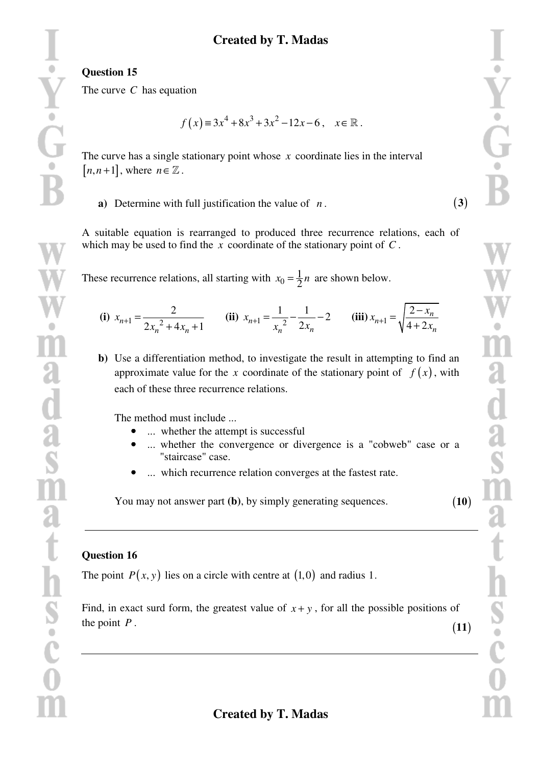**Question 15**

The curve $C$ has equation

$$f(x) \equiv 3x^4 + 8x^3 + 3x^2 - 12x - 6, \quad x \in \mathbb{R}.$$

The curve has a single stationary point whose $x$ coordinate lies in the interval $[n, n+1]$, where $n \in \mathbb{Z}$.

**a)** Determine with full justification the value of $n$. **(3)**

A suitable equation is rearranged to produced three recurrence relations, each of which may be used to find the $x$ coordinate of the stationary point of $C$.

These recurrence relations, all starting with $x_0 = \frac{1}{2}n$ are shown below.

**(i)** $x_{n+1} = \dfrac{2}{2x_n^{\ 2} + 4x_n + 1}$ **(ii)** $x_{n+1} = \dfrac{1}{x_n^{\ 2}} - \dfrac{1}{2x_n} - 2$ **(iii)** $x_{n+1} = \sqrt{\dfrac{2 - x_n}{4 + 2x_n}}$

**b)** Use a differentiation method, to investigate the result in attempting to find an approximate value for the $x$ coordinate of the stationary point of $f(x)$, with each of these three recurrence relations.

The method must include ...

- ... whether the attempt is successful
- ... whether the convergence or divergence is a "cobweb" case or a "staircase" case.
- ... which recurrence relation converges at the fastest rate.

You may not answer part **(b)**, by simply generating sequences. **(10)**

---

**Question 16**

The point $P(x, y)$ lies on a circle with centre at $(1, 0)$ and radius 1.

Find, in exact surd form, the greatest value of $x + y$, for all the possible positions of the point $P$. **(11)**

---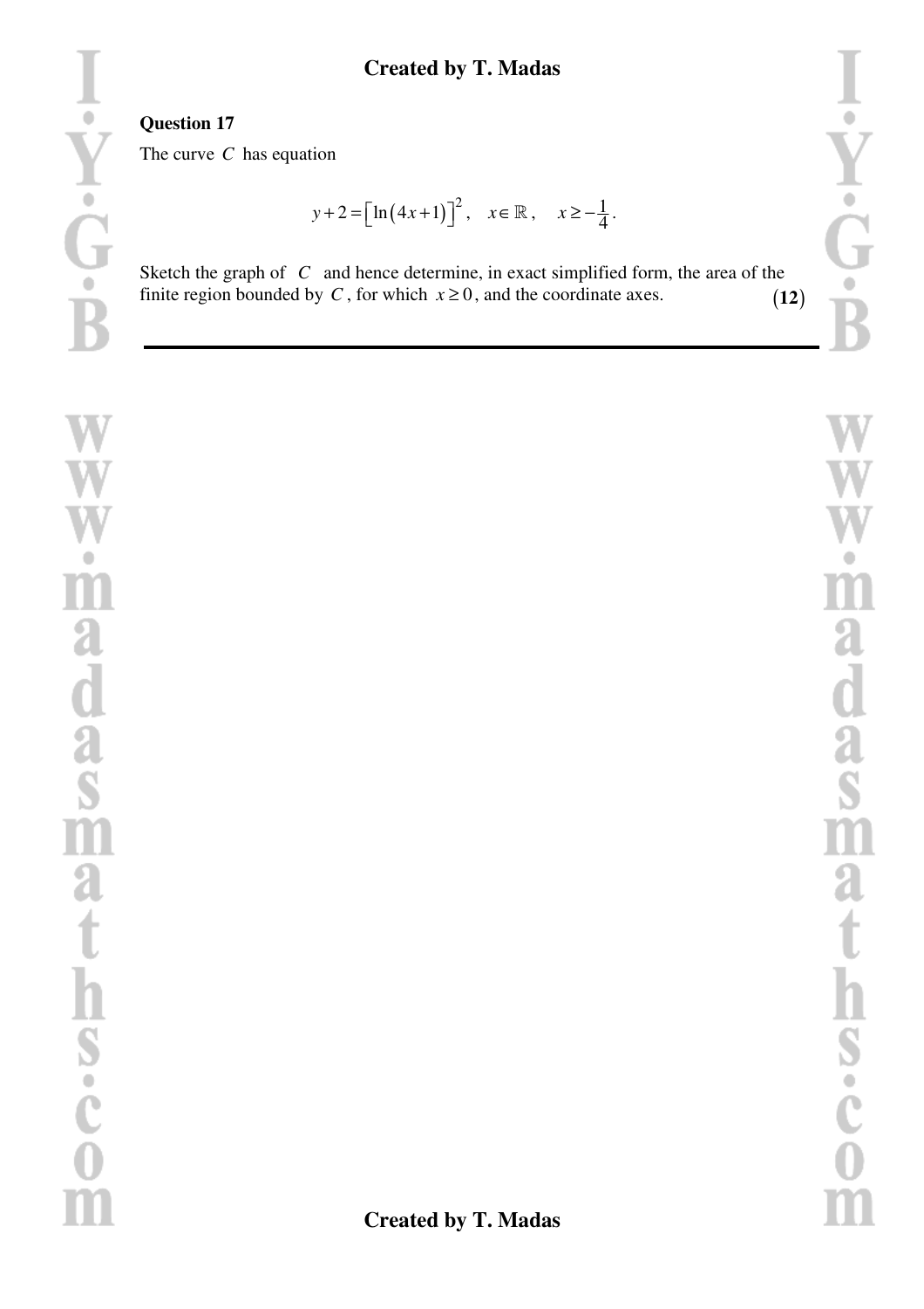**Question 17**

The curve $C$ has equation

$$y+2=\left[\ln(4x+1)\right]^2, \quad x\in\mathbb{R}, \quad x\geq -\frac{1}{4}.$$

Sketch the graph of $C$ and hence determine, in exact simplified form, the area of the finite region bounded by $C$, for which $x\geq 0$, and the coordinate axes. $(12)$